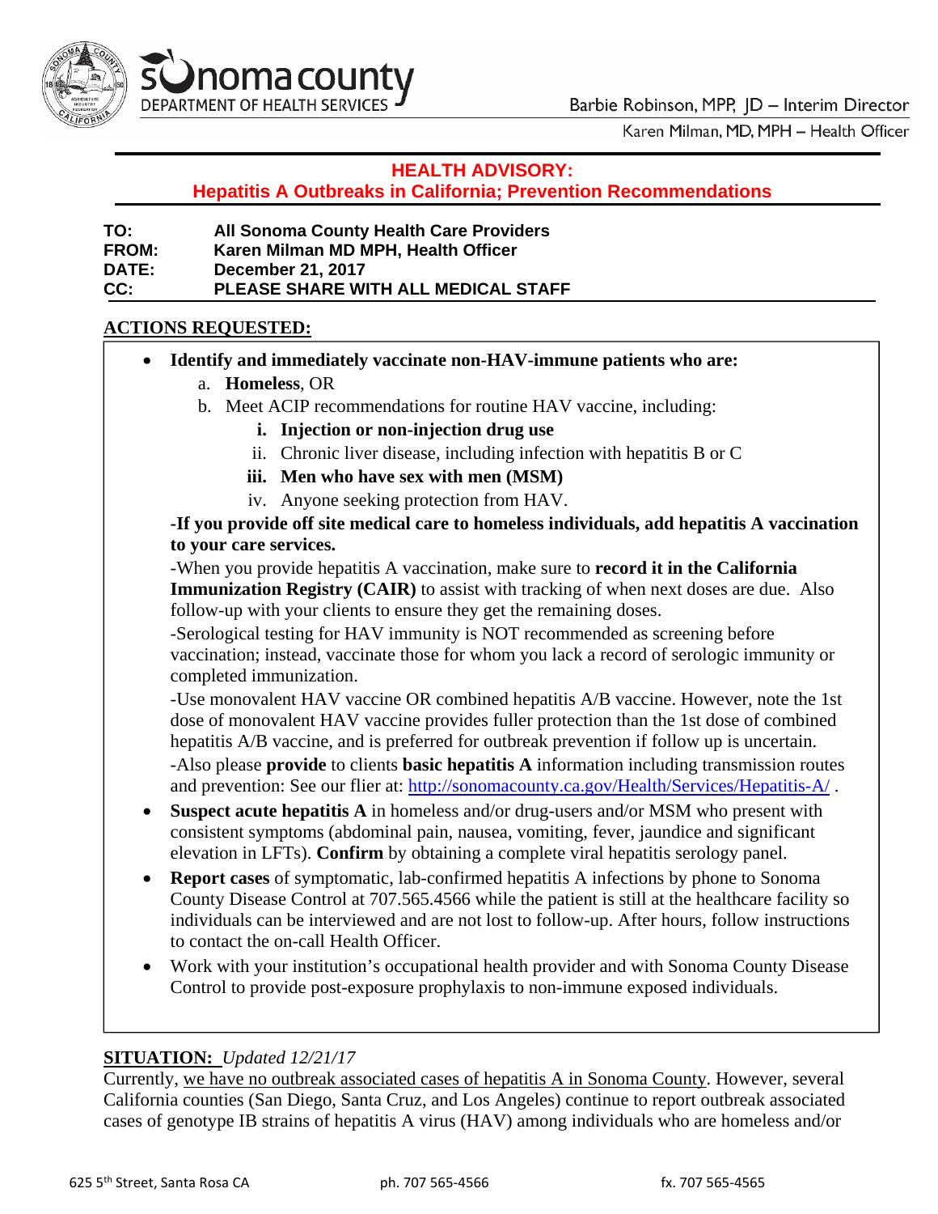sonoma county
DEPARTMENT OF HEALTH SERVICES

Barbie Robinson, MPP, JD – Interim Director
Karen Milman, MD, MPH – Health Officer

# HEALTH ADVISORY:
## Hepatitis A Outbreaks in California; Prevention Recommendations

**TO:** All Sonoma County Health Care Providers
**FROM:** Karen Milman MD MPH, Health Officer
**DATE:** December 21, 2017
**CC:** PLEASE SHARE WITH ALL MEDICAL STAFF

## ACTIONS REQUESTED:

- **Identify and immediately vaccinate non-HAV-immune patients who are:**
  a. **Homeless**, OR
  b. Meet ACIP recommendations for routine HAV vaccine, including:
     i. **Injection or non-injection drug use**
     ii. Chronic liver disease, including infection with hepatitis B or C
     iii. **Men who have sex with men (MSM)**
     iv. Anyone seeking protection from HAV.

  **-If you provide off site medical care to homeless individuals, add hepatitis A vaccination to your care services.**

  -When you provide hepatitis A vaccination, make sure to **record it in the California Immunization Registry (CAIR)** to assist with tracking of when next doses are due. Also follow-up with your clients to ensure they get the remaining doses.

  -Serological testing for HAV immunity is NOT recommended as screening before vaccination; instead, vaccinate those for whom you lack a record of serologic immunity or completed immunization.

  -Use monovalent HAV vaccine OR combined hepatitis A/B vaccine. However, note the 1st dose of monovalent HAV vaccine provides fuller protection than the 1st dose of combined hepatitis A/B vaccine, and is preferred for outbreak prevention if follow up is uncertain.

  -Also please **provide** to clients **basic hepatitis A** information including transmission routes and prevention: See our flier at: http://sonomacounty.ca.gov/Health/Services/Hepatitis-A/ .
- **Suspect acute hepatitis A** in homeless and/or drug-users and/or MSM who present with consistent symptoms (abdominal pain, nausea, vomiting, fever, jaundice and significant elevation in LFTs). **Confirm** by obtaining a complete viral hepatitis serology panel.
- **Report cases** of symptomatic, lab-confirmed hepatitis A infections by phone to Sonoma County Disease Control at 707.565.4566 while the patient is still at the healthcare facility so individuals can be interviewed and are not lost to follow-up. After hours, follow instructions to contact the on-call Health Officer.
- Work with your institution's occupational health provider and with Sonoma County Disease Control to provide post-exposure prophylaxis to non-immune exposed individuals.

## SITUATION: *Updated 12/21/17*

Currently, we have no outbreak associated cases of hepatitis A in Sonoma County. However, several California counties (San Diego, Santa Cruz, and Los Angeles) continue to report outbreak associated cases of genotype IB strains of hepatitis A virus (HAV) among individuals who are homeless and/or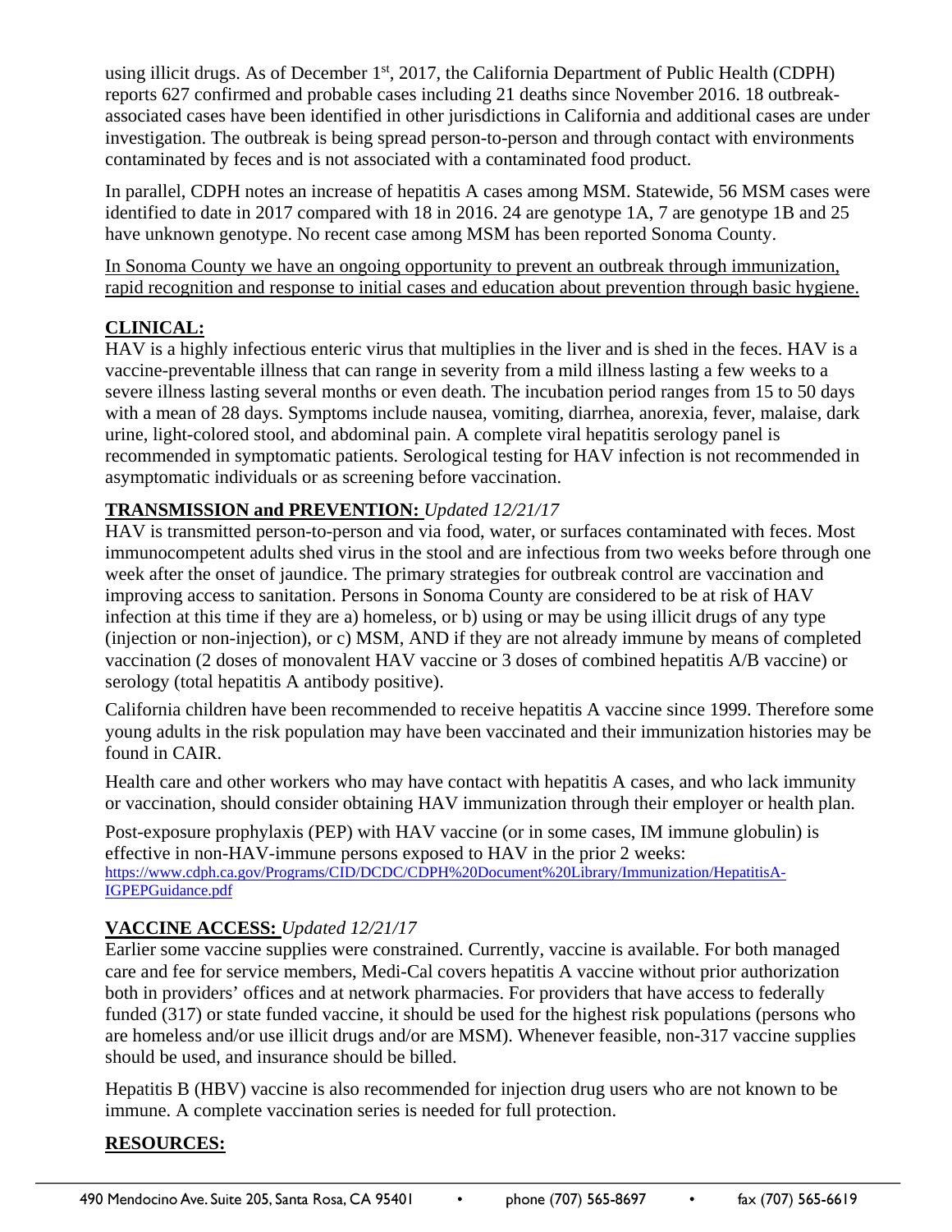using illicit drugs. As of December 1st, 2017, the California Department of Public Health (CDPH) reports 627 confirmed and probable cases including 21 deaths since November 2016. 18 outbreak-associated cases have been identified in other jurisdictions in California and additional cases are under investigation. The outbreak is being spread person-to-person and through contact with environments contaminated by feces and is not associated with a contaminated food product.

In parallel, CDPH notes an increase of hepatitis A cases among MSM. Statewide, 56 MSM cases were identified to date in 2017 compared with 18 in 2016. 24 are genotype 1A, 7 are genotype 1B and 25 have unknown genotype. No recent case among MSM has been reported Sonoma County.

<u>In Sonoma County we have an ongoing opportunity to prevent an outbreak through immunization, rapid recognition and response to initial cases and education about prevention through basic hygiene.</u>

## CLINICAL:

HAV is a highly infectious enteric virus that multiplies in the liver and is shed in the feces. HAV is a vaccine-preventable illness that can range in severity from a mild illness lasting a few weeks to a severe illness lasting several months or even death. The incubation period ranges from 15 to 50 days with a mean of 28 days. Symptoms include nausea, vomiting, diarrhea, anorexia, fever, malaise, dark urine, light-colored stool, and abdominal pain. A complete viral hepatitis serology panel is recommended in symptomatic patients. Serological testing for HAV infection is not recommended in asymptomatic individuals or as screening before vaccination.

## TRANSMISSION and PREVENTION: *Updated 12/21/17*

HAV is transmitted person-to-person and via food, water, or surfaces contaminated with feces. Most immunocompetent adults shed virus in the stool and are infectious from two weeks before through one week after the onset of jaundice. The primary strategies for outbreak control are vaccination and improving access to sanitation. Persons in Sonoma County are considered to be at risk of HAV infection at this time if they are a) homeless, or b) using or may be using illicit drugs of any type (injection or non-injection), or c) MSM, AND if they are not already immune by means of completed vaccination (2 doses of monovalent HAV vaccine or 3 doses of combined hepatitis A/B vaccine) or serology (total hepatitis A antibody positive).

California children have been recommended to receive hepatitis A vaccine since 1999. Therefore some young adults in the risk population may have been vaccinated and their immunization histories may be found in CAIR.

Health care and other workers who may have contact with hepatitis A cases, and who lack immunity or vaccination, should consider obtaining HAV immunization through their employer or health plan.

Post-exposure prophylaxis (PEP) with HAV vaccine (or in some cases, IM immune globulin) is effective in non-HAV-immune persons exposed to HAV in the prior 2 weeks:
https://www.cdph.ca.gov/Programs/CID/DCDC/CDPH%20Document%20Library/Immunization/HepatitisA-IGPEPGuidance.pdf

## VACCINE ACCESS: *Updated 12/21/17*

Earlier some vaccine supplies were constrained. Currently, vaccine is available. For both managed care and fee for service members, Medi-Cal covers hepatitis A vaccine without prior authorization both in providers' offices and at network pharmacies. For providers that have access to federally funded (317) or state funded vaccine, it should be used for the highest risk populations (persons who are homeless and/or use illicit drugs and/or are MSM). Whenever feasible, non-317 vaccine supplies should be used, and insurance should be billed.

Hepatitis B (HBV) vaccine is also recommended for injection drug users who are not known to be immune. A complete vaccination series is needed for full protection.

## RESOURCES: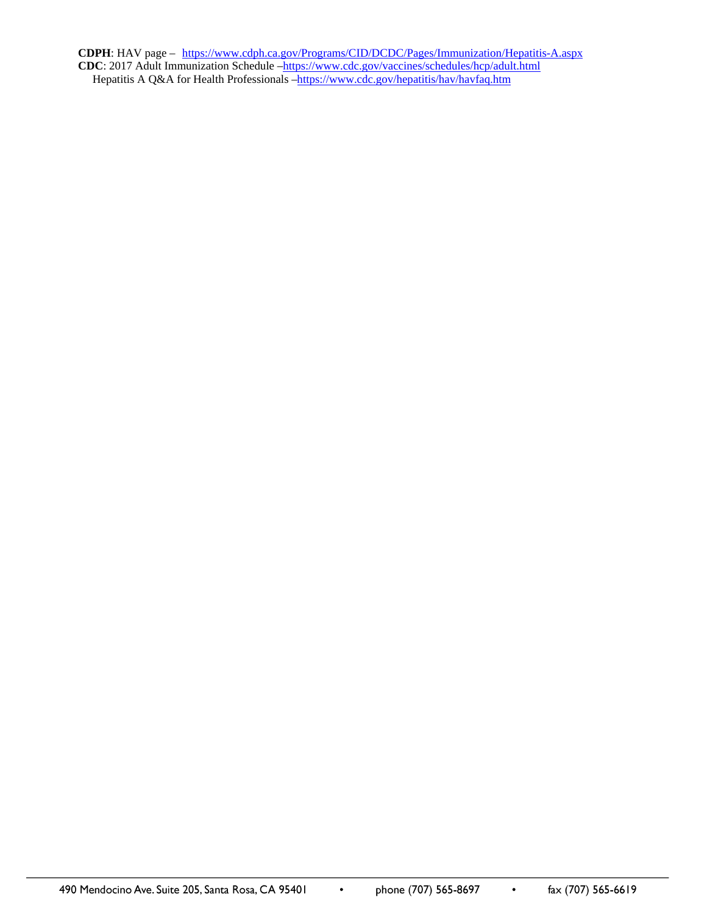**CDPH**: HAV page – https://www.cdph.ca.gov/Programs/CID/DCDC/Pages/Immunization/Hepatitis-A.aspx
**CDC**: 2017 Adult Immunization Schedule –https://www.cdc.gov/vaccines/schedules/hcp/adult.html
Hepatitis A Q&A for Health Professionals –https://www.cdc.gov/hepatitis/hav/havfaq.htm